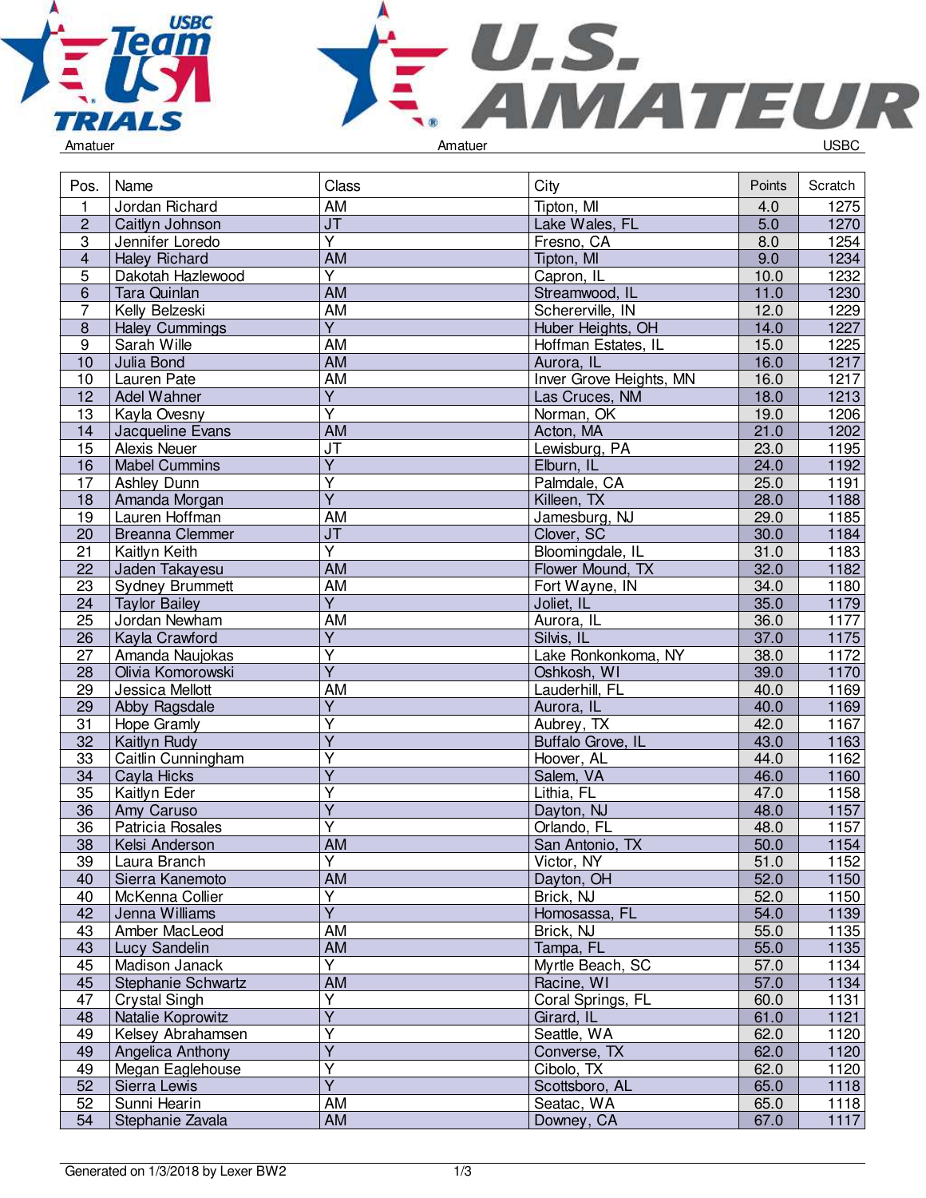Amatuer | Amatuer | USBC

| Pos. | Name | Class | City | Points | Scratch |
|---|---|---|---|---|---|
| 1 | Jordan Richard | AM | Tipton, MI | 4.0 | 1275 |
| 2 | Caitlyn Johnson | JT | Lake Wales, FL | 5.0 | 1270 |
| 3 | Jennifer Loredo | Y | Fresno, CA | 8.0 | 1254 |
| 4 | Haley Richard | AM | Tipton, MI | 9.0 | 1234 |
| 5 | Dakotah Hazlewood | Y | Capron, IL | 10.0 | 1232 |
| 6 | Tara Quinlan | AM | Streamwood, IL | 11.0 | 1230 |
| 7 | Kelly Belzeski | AM | Schererville, IN | 12.0 | 1229 |
| 8 | Haley Cummings | Y | Huber Heights, OH | 14.0 | 1227 |
| 9 | Sarah Wille | AM | Hoffman Estates, IL | 15.0 | 1225 |
| 10 | Julia Bond | AM | Aurora, IL | 16.0 | 1217 |
| 10 | Lauren Pate | AM | Inver Grove Heights, MN | 16.0 | 1217 |
| 12 | Adel Wahner | Y | Las Cruces, NM | 18.0 | 1213 |
| 13 | Kayla Ovesny | Y | Norman, OK | 19.0 | 1206 |
| 14 | Jacqueline Evans | AM | Acton, MA | 21.0 | 1202 |
| 15 | Alexis Neuer | JT | Lewisburg, PA | 23.0 | 1195 |
| 16 | Mabel Cummins | Y | Elburn, IL | 24.0 | 1192 |
| 17 | Ashley Dunn | Y | Palmdale, CA | 25.0 | 1191 |
| 18 | Amanda Morgan | Y | Killeen, TX | 28.0 | 1188 |
| 19 | Lauren Hoffman | AM | Jamesburg, NJ | 29.0 | 1185 |
| 20 | Breanna Clemmer | JT | Clover, SC | 30.0 | 1184 |
| 21 | Kaitlyn Keith | Y | Bloomingdale, IL | 31.0 | 1183 |
| 22 | Jaden Takayesu | AM | Flower Mound, TX | 32.0 | 1182 |
| 23 | Sydney Brummett | AM | Fort Wayne, IN | 34.0 | 1180 |
| 24 | Taylor Bailey | Y | Joliet, IL | 35.0 | 1179 |
| 25 | Jordan Newham | AM | Aurora, IL | 36.0 | 1177 |
| 26 | Kayla Crawford | Y | Silvis, IL | 37.0 | 1175 |
| 27 | Amanda Naujokas | Y | Lake Ronkonkoma, NY | 38.0 | 1172 |
| 28 | Olivia Komorowski | Y | Oshkosh, WI | 39.0 | 1170 |
| 29 | Jessica Mellott | AM | Lauderhill, FL | 40.0 | 1169 |
| 29 | Abby Ragsdale | Y | Aurora, IL | 40.0 | 1169 |
| 31 | Hope Gramly | Y | Aubrey, TX | 42.0 | 1167 |
| 32 | Kaitlyn Rudy | Y | Buffalo Grove, IL | 43.0 | 1163 |
| 33 | Caitlin Cunningham | Y | Hoover, AL | 44.0 | 1162 |
| 34 | Cayla Hicks | Y | Salem, VA | 46.0 | 1160 |
| 35 | Kaitlyn Eder | Y | Lithia, FL | 47.0 | 1158 |
| 36 | Amy Caruso | Y | Dayton, NJ | 48.0 | 1157 |
| 36 | Patricia Rosales | Y | Orlando, FL | 48.0 | 1157 |
| 38 | Kelsi Anderson | AM | San Antonio, TX | 50.0 | 1154 |
| 39 | Laura Branch | Y | Victor, NY | 51.0 | 1152 |
| 40 | Sierra Kanemoto | AM | Dayton, OH | 52.0 | 1150 |
| 40 | McKenna Collier | Y | Brick, NJ | 52.0 | 1150 |
| 42 | Jenna Williams | Y | Homosassa, FL | 54.0 | 1139 |
| 43 | Amber MacLeod | AM | Brick, NJ | 55.0 | 1135 |
| 43 | Lucy Sandelin | AM | Tampa, FL | 55.0 | 1135 |
| 45 | Madison Janack | Y | Myrtle Beach, SC | 57.0 | 1134 |
| 45 | Stephanie Schwartz | AM | Racine, WI | 57.0 | 1134 |
| 47 | Crystal Singh | Y | Coral Springs, FL | 60.0 | 1131 |
| 48 | Natalie Koprowitz | Y | Girard, IL | 61.0 | 1121 |
| 49 | Kelsey Abrahamsen | Y | Seattle, WA | 62.0 | 1120 |
| 49 | Angelica Anthony | Y | Converse, TX | 62.0 | 1120 |
| 49 | Megan Eaglehouse | Y | Cibolo, TX | 62.0 | 1120 |
| 52 | Sierra Lewis | Y | Scottsboro, AL | 65.0 | 1118 |
| 52 | Sunni Hearin | AM | Seatac, WA | 65.0 | 1118 |
| 54 | Stephanie Zavala | AM | Downey, CA | 67.0 | 1117 |

Generated on 1/3/2018 by Lexer BW2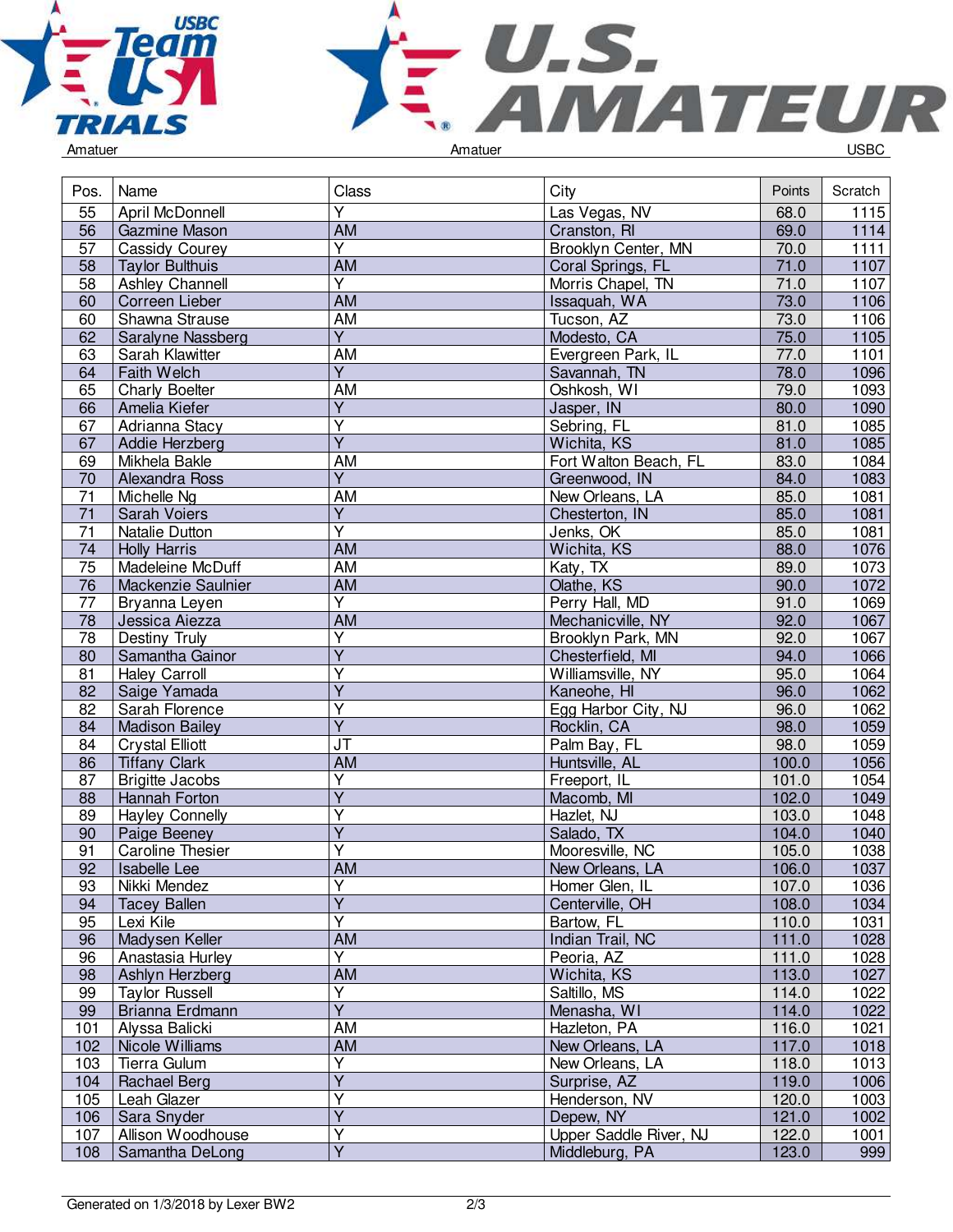| Pos. | Name | Class | City | Points | Scratch |
|---|---|---|---|---|---|
| 55 | April McDonnell | Y | Las Vegas, NV | 68.0 | 1115 |
| 56 | Gazmine Mason | AM | Cranston, RI | 69.0 | 1114 |
| 57 | Cassidy Courey | Y | Brooklyn Center, MN | 70.0 | 1111 |
| 58 | Taylor Bulthuis | AM | Coral Springs, FL | 71.0 | 1107 |
| 58 | Ashley Channell | Y | Morris Chapel, TN | 71.0 | 1107 |
| 60 | Correen Lieber | AM | Issaquah, WA | 73.0 | 1106 |
| 60 | Shawna Strause | AM | Tucson, AZ | 73.0 | 1106 |
| 62 | Saralyne Nassberg | Y | Modesto, CA | 75.0 | 1105 |
| 63 | Sarah Klawitter | AM | Evergreen Park, IL | 77.0 | 1101 |
| 64 | Faith Welch | Y | Savannah, TN | 78.0 | 1096 |
| 65 | Charly Boelter | AM | Oshkosh, WI | 79.0 | 1093 |
| 66 | Amelia Kiefer | Y | Jasper, IN | 80.0 | 1090 |
| 67 | Adrianna Stacy | Y | Sebring, FL | 81.0 | 1085 |
| 67 | Addie Herzberg | Y | Wichita, KS | 81.0 | 1085 |
| 69 | Mikhela Bakle | AM | Fort Walton Beach, FL | 83.0 | 1084 |
| 70 | Alexandra Ross | Y | Greenwood, IN | 84.0 | 1083 |
| 71 | Michelle Ng | AM | New Orleans, LA | 85.0 | 1081 |
| 71 | Sarah Voiers | Y | Chesterton, IN | 85.0 | 1081 |
| 71 | Natalie Dutton | Y | Jenks, OK | 85.0 | 1081 |
| 74 | Holly Harris | AM | Wichita, KS | 88.0 | 1076 |
| 75 | Madeleine McDuff | AM | Katy, TX | 89.0 | 1073 |
| 76 | Mackenzie Saulnier | AM | Olathe, KS | 90.0 | 1072 |
| 77 | Bryanna Leyen | Y | Perry Hall, MD | 91.0 | 1069 |
| 78 | Jessica Aiezza | AM | Mechanicville, NY | 92.0 | 1067 |
| 78 | Destiny Truly | Y | Brooklyn Park, MN | 92.0 | 1067 |
| 80 | Samantha Gainor | Y | Chesterfield, MI | 94.0 | 1066 |
| 81 | Haley Carroll | Y | Williamsville, NY | 95.0 | 1064 |
| 82 | Saige Yamada | Y | Kaneohe, HI | 96.0 | 1062 |
| 82 | Sarah Florence | Y | Egg Harbor City, NJ | 96.0 | 1062 |
| 84 | Madison Bailey | Y | Rocklin, CA | 98.0 | 1059 |
| 84 | Crystal Elliott | JT | Palm Bay, FL | 98.0 | 1059 |
| 86 | Tiffany Clark | AM | Huntsville, AL | 100.0 | 1056 |
| 87 | Brigitte Jacobs | Y | Freeport, IL | 101.0 | 1054 |
| 88 | Hannah Forton | Y | Macomb, MI | 102.0 | 1049 |
| 89 | Hayley Connelly | Y | Hazlet, NJ | 103.0 | 1048 |
| 90 | Paige Beeney | Y | Salado, TX | 104.0 | 1040 |
| 91 | Caroline Thesier | Y | Mooresville, NC | 105.0 | 1038 |
| 92 | Isabelle Lee | AM | New Orleans, LA | 106.0 | 1037 |
| 93 | Nikki Mendez | Y | Homer Glen, IL | 107.0 | 1036 |
| 94 | Tacey Ballen | Y | Centerville, OH | 108.0 | 1034 |
| 95 | Lexi Kile | Y | Bartow, FL | 110.0 | 1031 |
| 96 | Madysen Keller | AM | Indian Trail, NC | 111.0 | 1028 |
| 96 | Anastasia Hurley | Y | Peoria, AZ | 111.0 | 1028 |
| 98 | Ashlyn Herzberg | AM | Wichita, KS | 113.0 | 1027 |
| 99 | Taylor Russell | Y | Saltillo, MS | 114.0 | 1022 |
| 99 | Brianna Erdmann | Y | Menasha, WI | 114.0 | 1022 |
| 101 | Alyssa Balicki | AM | Hazleton, PA | 116.0 | 1021 |
| 102 | Nicole Williams | AM | New Orleans, LA | 117.0 | 1018 |
| 103 | Tierra Gulum | Y | New Orleans, LA | 118.0 | 1013 |
| 104 | Rachael Berg | Y | Surprise, AZ | 119.0 | 1006 |
| 105 | Leah Glazer | Y | Henderson, NV | 120.0 | 1003 |
| 106 | Sara Snyder | Y | Depew, NY | 121.0 | 1002 |
| 107 | Allison Woodhouse | Y | Upper Saddle River, NJ | 122.0 | 1001 |
| 108 | Samantha DeLong | Y | Middleburg, PA | 123.0 | 999 |

Generated on 1/3/2018 by Lexer BW2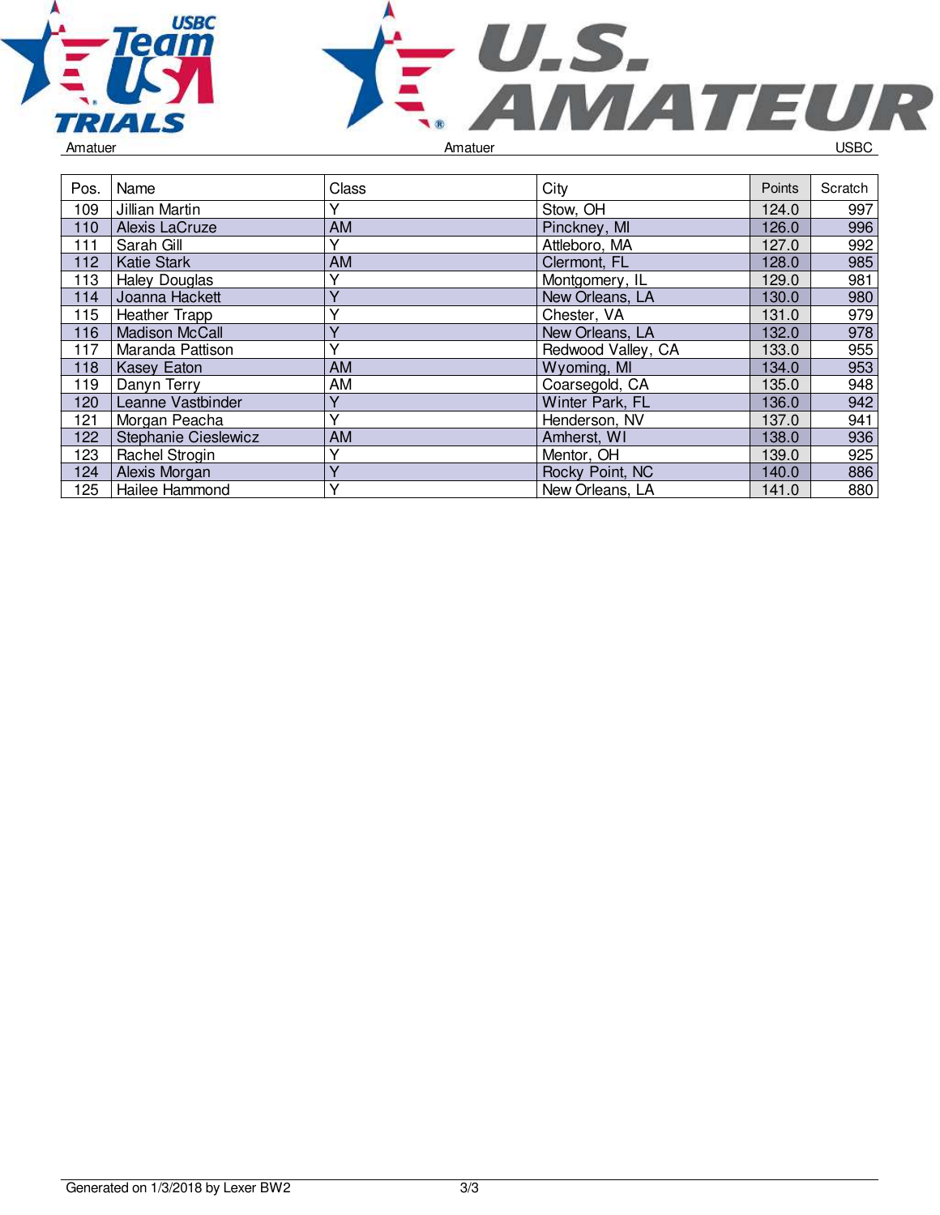| Pos. | Name | Class | City | Points | Scratch |
|---|---|---|---|---|---|
| 109 | Jillian Martin | Y | Stow, OH | 124.0 | 997 |
| 110 | Alexis LaCruze | AM | Pinckney, MI | 126.0 | 996 |
| 111 | Sarah Gill | Y | Attleboro, MA | 127.0 | 992 |
| 112 | Katie Stark | AM | Clermont, FL | 128.0 | 985 |
| 113 | Haley Douglas | Y | Montgomery, IL | 129.0 | 981 |
| 114 | Joanna Hackett | Y | New Orleans, LA | 130.0 | 980 |
| 115 | Heather Trapp | Y | Chester, VA | 131.0 | 979 |
| 116 | Madison McCall | Y | New Orleans, LA | 132.0 | 978 |
| 117 | Maranda Pattison | Y | Redwood Valley, CA | 133.0 | 955 |
| 118 | Kasey Eaton | AM | Wyoming, MI | 134.0 | 953 |
| 119 | Danyn Terry | AM | Coarsegold, CA | 135.0 | 948 |
| 120 | Leanne Vastbinder | Y | Winter Park, FL | 136.0 | 942 |
| 121 | Morgan Peacha | Y | Henderson, NV | 137.0 | 941 |
| 122 | Stephanie Cieslewicz | AM | Amherst, WI | 138.0 | 936 |
| 123 | Rachel Strogin | Y | Mentor, OH | 139.0 | 925 |
| 124 | Alexis Morgan | Y | Rocky Point, NC | 140.0 | 886 |
| 125 | Hailee Hammond | Y | New Orleans, LA | 141.0 | 880 |